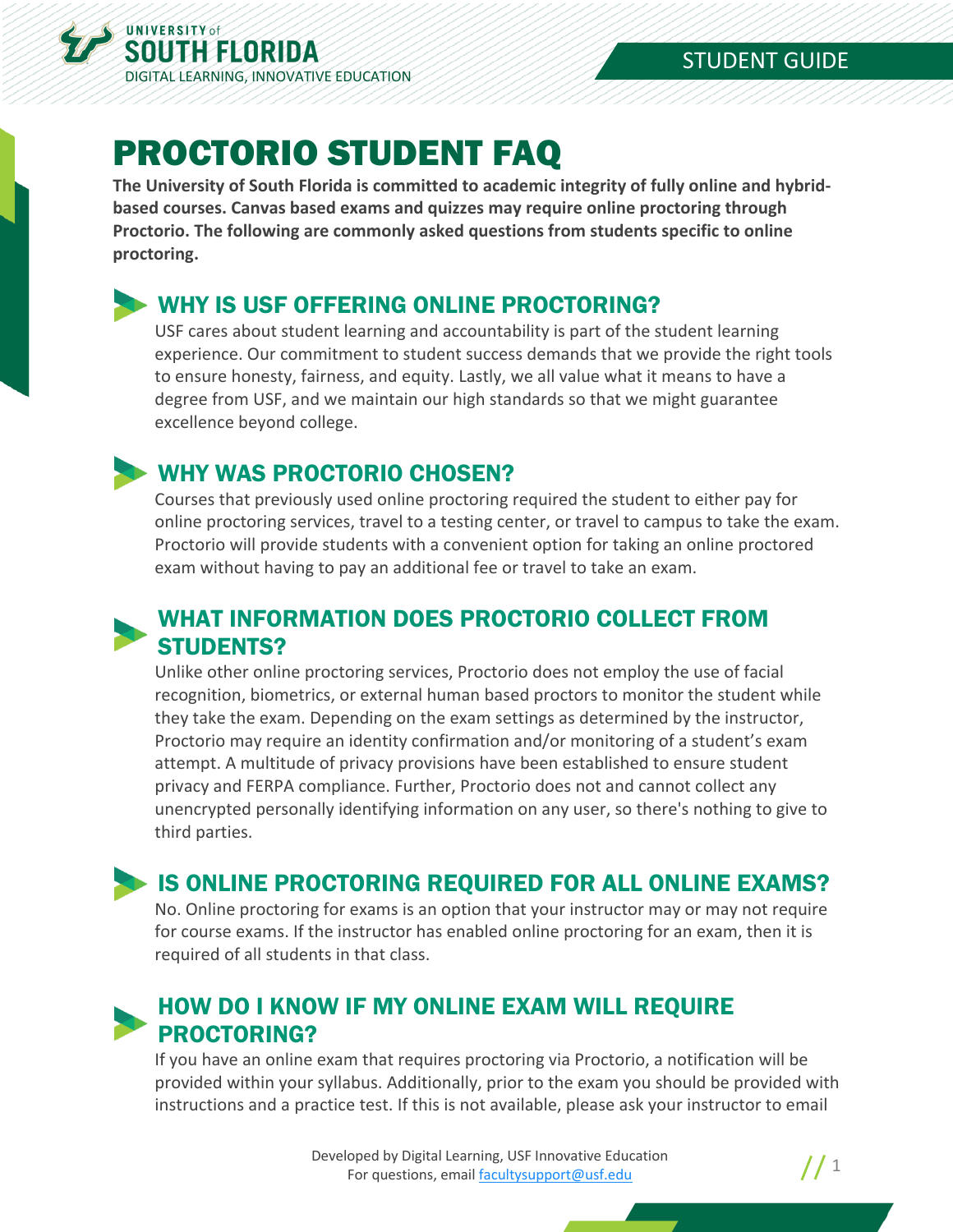# PROCTORIO STUDENT FAQ

**The University of South Florida is committed to academic integrity of fully online and hybrid-based courses. Canvas based exams and quizzes may require online proctoring through Proctorio. The following are commonly asked questions from students specific to online proctoring.**

## WHY IS USF OFFERING ONLINE PROCTORING?

USF cares about student learning and accountability is part of the student learning experience. Our commitment to student success demands that we provide the right tools to ensure honesty, fairness, and equity. Lastly, we all value what it means to have a degree from USF, and we maintain our high standards so that we might guarantee excellence beyond college.

## WHY WAS PROCTORIO CHOSEN?

Courses that previously used online proctoring required the student to either pay for online proctoring services, travel to a testing center, or travel to campus to take the exam. Proctorio will provide students with a convenient option for taking an online proctored exam without having to pay an additional fee or travel to take an exam.

## WHAT INFORMATION DOES PROCTORIO COLLECT FROM STUDENTS?

Unlike other online proctoring services, Proctorio does not employ the use of facial recognition, biometrics, or external human based proctors to monitor the student while they take the exam. Depending on the exam settings as determined by the instructor, Proctorio may require an identity confirmation and/or monitoring of a student's exam attempt. A multitude of privacy provisions have been established to ensure student privacy and FERPA compliance. Further, Proctorio does not and cannot collect any unencrypted personally identifying information on any user, so there's nothing to give to third parties.

## IS ONLINE PROCTORING REQUIRED FOR ALL ONLINE EXAMS?

No. Online proctoring for exams is an option that your instructor may or may not require for course exams. If the instructor has enabled online proctoring for an exam, then it is required of all students in that class.

## HOW DO I KNOW IF MY ONLINE EXAM WILL REQUIRE PROCTORING?

If you have an online exam that requires proctoring via Proctorio, a notification will be provided within your syllabus. Additionally, prior to the exam you should be provided with instructions and a practice test. If this is not available, please ask your instructor to email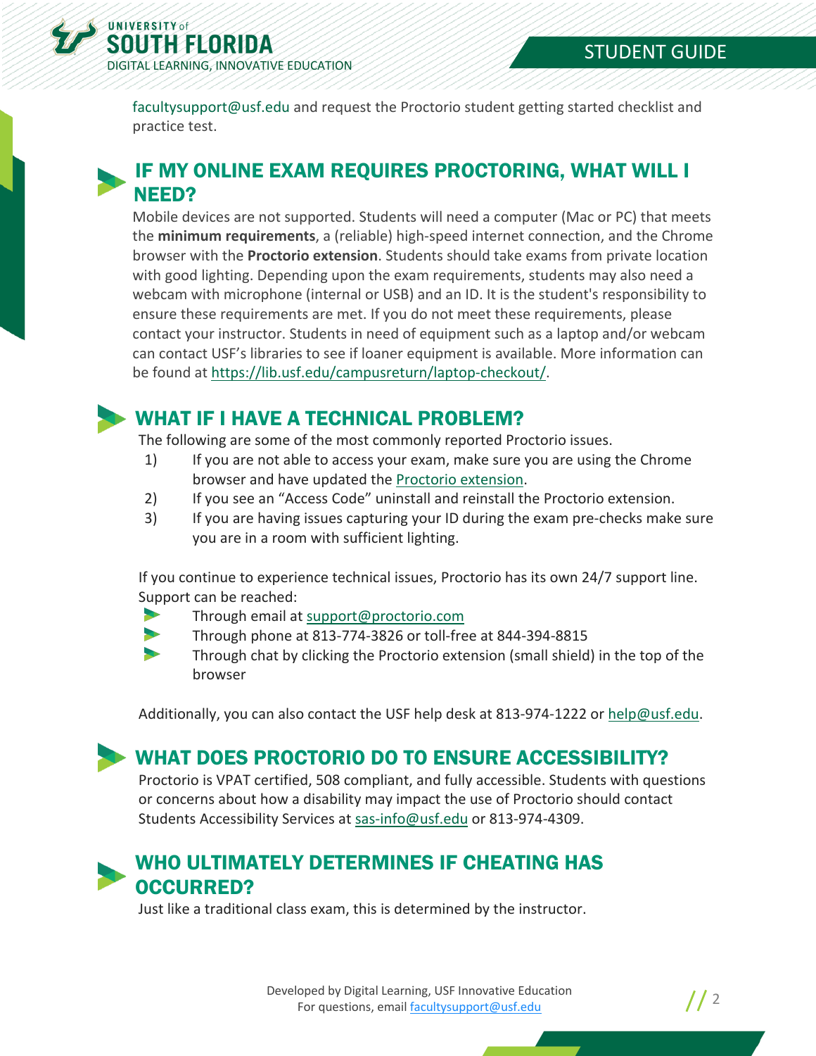facultysupport@usf.edu and request the Proctorio student getting started checklist and practice test.

## IF MY ONLINE EXAM REQUIRES PROCTORING, WHAT WILL I NEED?

Mobile devices are not supported. Students will need a computer (Mac or PC) that meets the **minimum requirements**, a (reliable) high-speed internet connection, and the Chrome browser with the **Proctorio extension**. Students should take exams from private location with good lighting. Depending upon the exam requirements, students may also need a webcam with microphone (internal or USB) and an ID. It is the student's responsibility to ensure these requirements are met. If you do not meet these requirements, please contact your instructor. Students in need of equipment such as a laptop and/or webcam can contact USF's libraries to see if loaner equipment is available. More information can be found at https://lib.usf.edu/campusreturn/laptop-checkout/.

## WHAT IF I HAVE A TECHNICAL PROBLEM?

The following are some of the most commonly reported Proctorio issues.

1) If you are not able to access your exam, make sure you are using the Chrome browser and have updated the Proctorio extension.
2) If you see an "Access Code" uninstall and reinstall the Proctorio extension.
3) If you are having issues capturing your ID during the exam pre-checks make sure you are in a room with sufficient lighting.

If you continue to experience technical issues, Proctorio has its own 24/7 support line. Support can be reached:

- Through email at support@proctorio.com
- Through phone at 813-774-3826 or toll-free at 844-394-8815
- Through chat by clicking the Proctorio extension (small shield) in the top of the browser

Additionally, you can also contact the USF help desk at 813-974-1222 or help@usf.edu.

## WHAT DOES PROCTORIO DO TO ENSURE ACCESSIBILITY?

Proctorio is VPAT certified, 508 compliant, and fully accessible. Students with questions or concerns about how a disability may impact the use of Proctorio should contact Students Accessibility Services at sas-info@usf.edu or 813-974-4309.

## WHO ULTIMATELY DETERMINES IF CHEATING HAS OCCURRED?

Just like a traditional class exam, this is determined by the instructor.